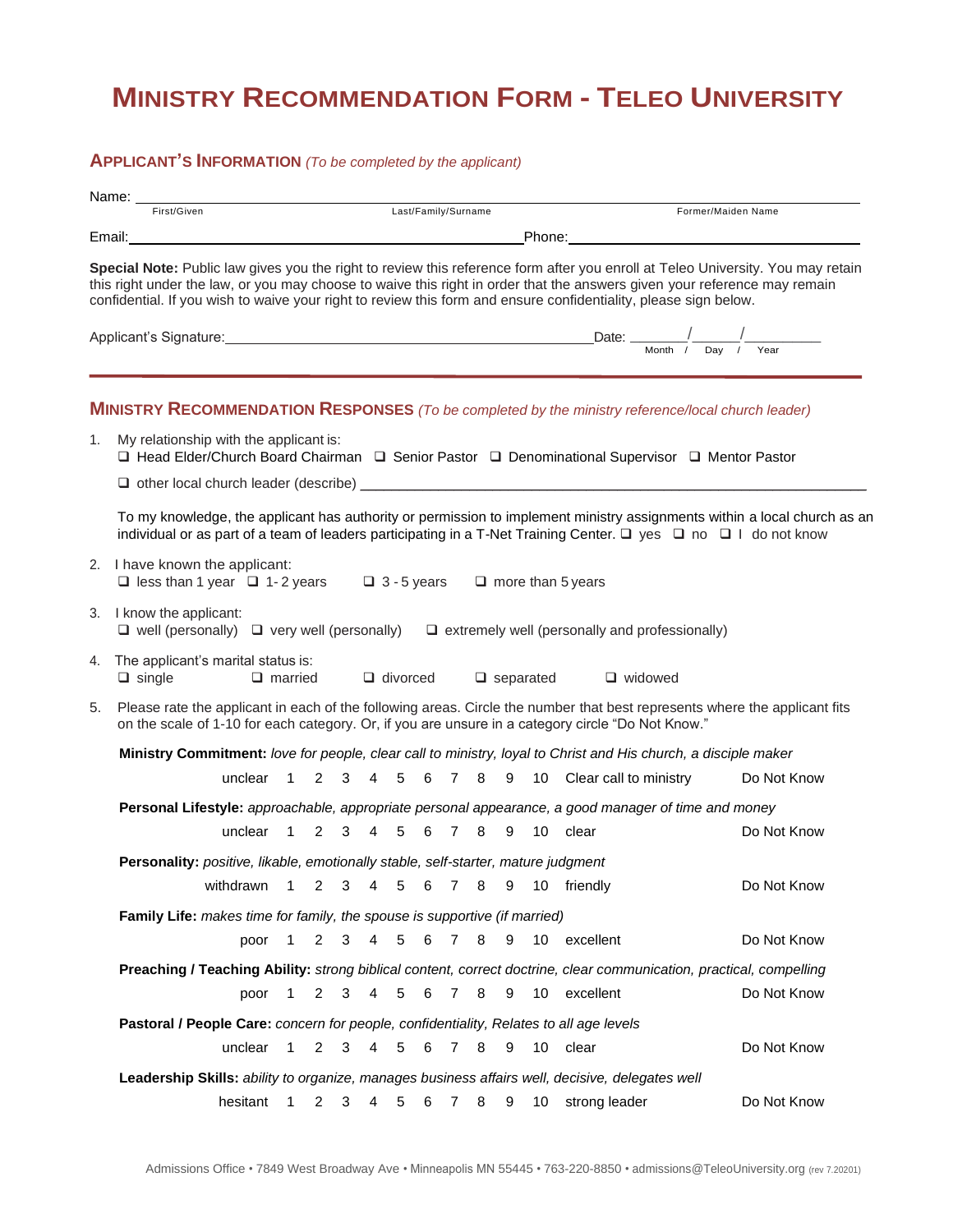# MINISTRY RECOMMENDATION FORM - TELEO UNIVERSITY

## APPLICANT'S INFORMATION *(To be completed by the applicant)*

Name: ______________________________________________________________________
First/Given　　　　　　　Last/Family/Surname　　　　　　　Former/Maiden Name

Email: _______________________________________ Phone: ___________________________

**Special Note:** Public law gives you the right to review this reference form after you enroll at Teleo University. You may retain this right under the law, or you may choose to waive this right in order that the answers given your reference may remain confidential. If you wish to waive your right to review this form and ensure confidentiality, please sign below.

Applicant's Signature: _______________________________________ Date: _______/______/_________
Month / Day / Year

## MINISTRY RECOMMENDATION RESPONSES *(To be completed by the ministry reference/local church leader)*

1. My relationship with the applicant is:
   ❑ Head Elder/Church Board Chairman ❑ Senior Pastor ❑ Denominational Supervisor ❑ Mentor Pastor
   ❑ other local church leader (describe) ________________________________________________

   To my knowledge, the applicant has authority or permission to implement ministry assignments within a local church as an individual or as part of a team of leaders participating in a T-Net Training Center. ❑ yes ❑ no ❑ I do not know

2. I have known the applicant:
   ❑ less than 1 year ❑ 1- 2 years ❑ 3 - 5 years ❑ more than 5 years

3. I know the applicant:
   ❑ well (personally) ❑ very well (personally) ❑ extremely well (personally and professionally)

4. The applicant's marital status is:
   ❑ single ❑ married ❑ divorced ❑ separated ❑ widowed

5. Please rate the applicant in each of the following areas. Circle the number that best represents where the applicant fits on the scale of 1-10 for each category. Or, if you are unsure in a category circle "Do Not Know."

**Ministry Commitment:** *love for people, clear call to ministry, loyal to Christ and His church, a disciple maker*

unclear 1 2 3 4 5 6 7 8 9 10 Clear call to ministry　　Do Not Know

**Personal Lifestyle:** *approachable, appropriate personal appearance, a good manager of time and money*

unclear 1 2 3 4 5 6 7 8 9 10 clear　　Do Not Know

**Personality:** *positive, likable, emotionally stable, self-starter, mature judgment*

withdrawn 1 2 3 4 5 6 7 8 9 10 friendly　　Do Not Know

**Family Life:** *makes time for family, the spouse is supportive (if married)*

poor 1 2 3 4 5 6 7 8 9 10 excellent　　Do Not Know

**Preaching / Teaching Ability:** *strong biblical content, correct doctrine, clear communication, practical, compelling*

poor 1 2 3 4 5 6 7 8 9 10 excellent　　Do Not Know

**Pastoral / People Care:** *concern for people, confidentiality, Relates to all age levels*

unclear 1 2 3 4 5 6 7 8 9 10 clear　　Do Not Know

**Leadership Skills:** *ability to organize, manages business affairs well, decisive, delegates well*

hesitant 1 2 3 4 5 6 7 8 9 10 strong leader　　Do Not Know

Admissions Office • 7849 West Broadway Ave • Minneapolis MN 55445 • 763-220-8850 • admissions@TeleoUniversity.org (rev 7.20201)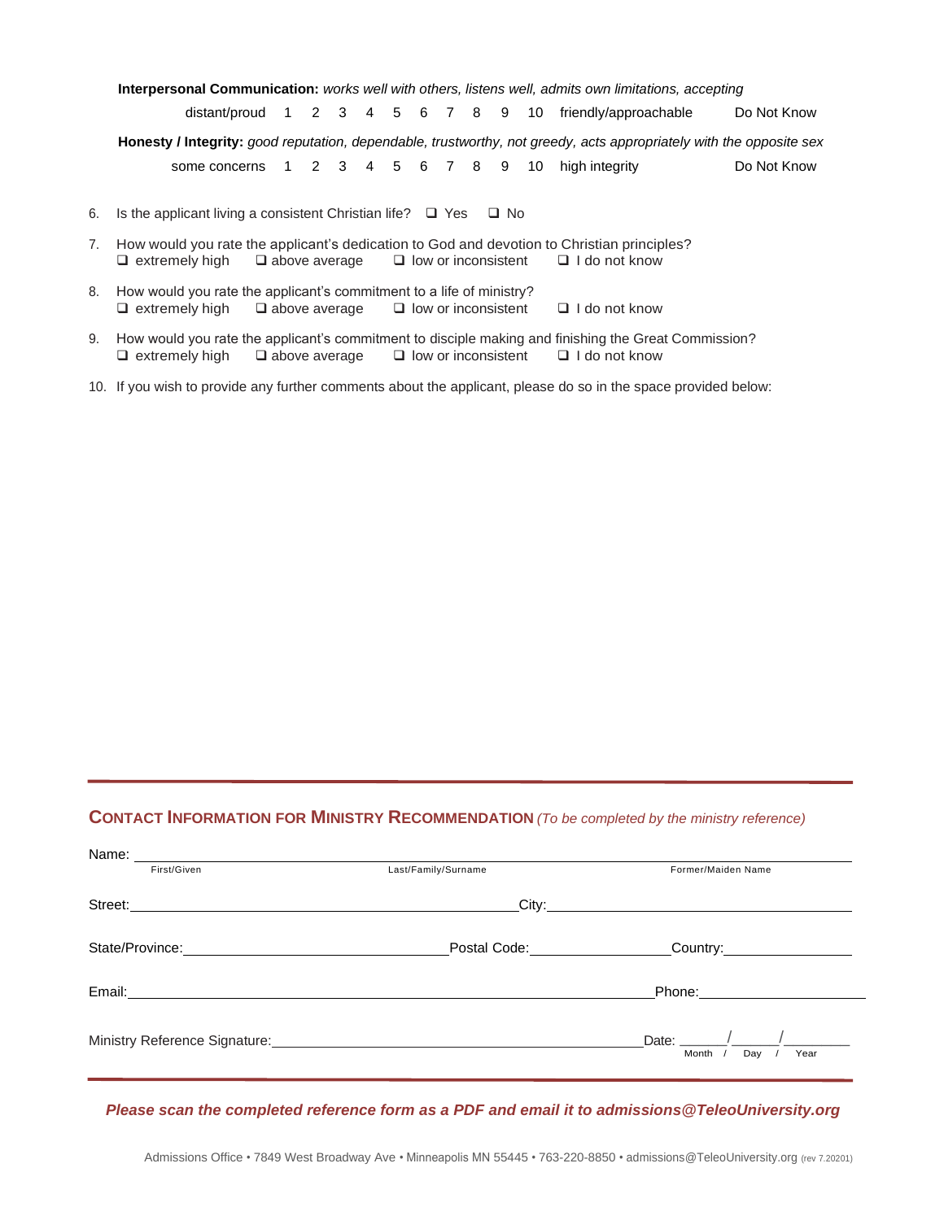**Interpersonal Communication:** *works well with others, listens well, admits own limitations, accepting*

distant/proud 1 2 3 4 5 6 7 8 9 10 friendly/approachable Do Not Know

**Honesty / Integrity:** *good reputation, dependable, trustworthy, not greedy, acts appropriately with the opposite sex*

some concerns 1 2 3 4 5 6 7 8 9 10 high integrity Do Not Know

6. Is the applicant living a consistent Christian life? ❑ Yes ❑ No
7. How would you rate the applicant's dedication to God and devotion to Christian principles?
   ❑ extremely high ❑ above average ❑ low or inconsistent ❑ I do not know
8. How would you rate the applicant's commitment to a life of ministry?
   ❑ extremely high ❑ above average ❑ low or inconsistent ❑ I do not know
9. How would you rate the applicant's commitment to disciple making and finishing the Great Commission?
   ❑ extremely high ❑ above average ❑ low or inconsistent ❑ I do not know
10. If you wish to provide any further comments about the applicant, please do so in the space provided below:

## Contact Information for Ministry Recommendation *(To be completed by the ministry reference)*

Name: ______________________________________________________________
First/Given Last/Family/Surname Former/Maiden Name

Street: ______________________________ City: ______________________________

State/Province: ____________________ Postal Code: ______________ Country: ______________

Email: ______________________________________________ Phone: ____________________

Ministry Reference Signature: ______________________________________ Date: _____/_____/_______
Month / Day / Year

***Please scan the completed reference form as a PDF and email it to admissions@TeleoUniversity.org***

Admissions Office • 7849 West Broadway Ave • Minneapolis MN 55445 • 763-220-8850 • admissions@TeleoUniversity.org (rev 7.20201)